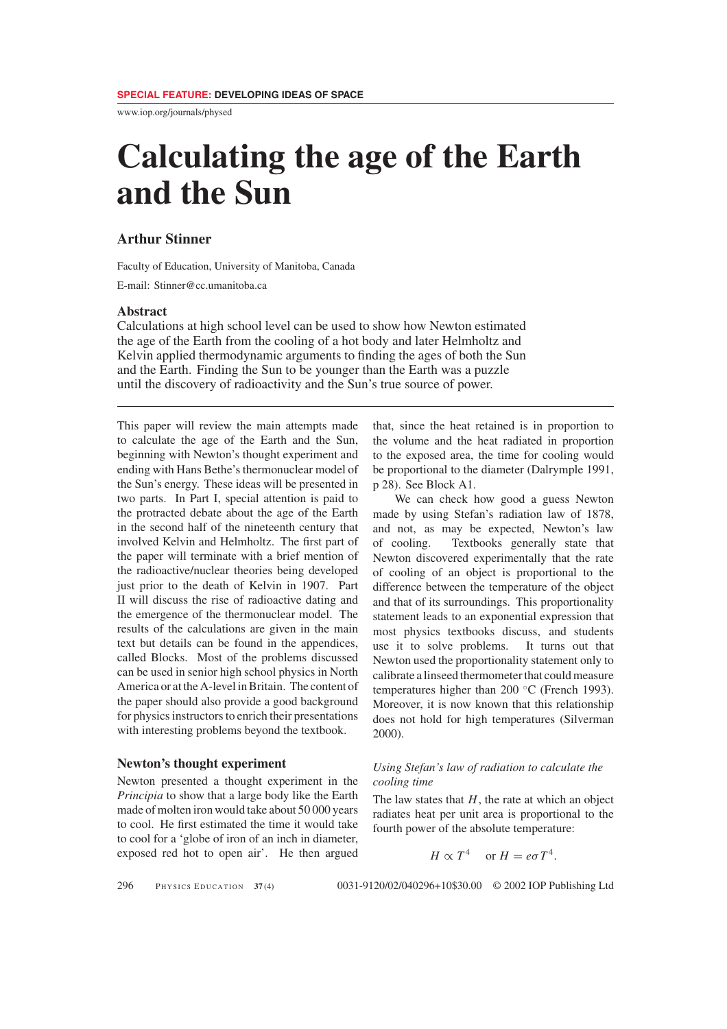SPECIAL FEATURE: DEVELOPING IDEAS OF SPACE

www.iop.org/journals/physed

# Calculating the age of the Earth and the Sun

**Arthur Stinner**

Faculty of Education, University of Manitoba, Canada

E-mail: Stinner@cc.umanitoba.ca

### Abstract

Calculations at high school level can be used to show how Newton estimated the age of the Earth from the cooling of a hot body and later Helmholtz and Kelvin applied thermodynamic arguments to finding the ages of both the Sun and the Earth. Finding the Sun to be younger than the Earth was a puzzle until the discovery of radioactivity and the Sun's true source of power.

This paper will review the main attempts made to calculate the age of the Earth and the Sun, beginning with Newton's thought experiment and ending with Hans Bethe's thermonuclear model of the Sun's energy. These ideas will be presented in two parts. In Part I, special attention is paid to the protracted debate about the age of the Earth in the second half of the nineteenth century that involved Kelvin and Helmholtz. The first part of the paper will terminate with a brief mention of the radioactive/nuclear theories being developed just prior to the death of Kelvin in 1907. Part II will discuss the rise of radioactive dating and the emergence of the thermonuclear model. The results of the calculations are given in the main text but details can be found in the appendices, called Blocks. Most of the problems discussed can be used in senior high school physics in North America or at the A-level in Britain. The content of the paper should also provide a good background for physics instructors to enrich their presentations with interesting problems beyond the textbook.

### Newton's thought experiment

Newton presented a thought experiment in the *Principia* to show that a large body like the Earth made of molten iron would take about 50 000 years to cool. He first estimated the time it would take to cool for a 'globe of iron of an inch in diameter, exposed red hot to open air'. He then argued that, since the heat retained is in proportion to the volume and the heat radiated in proportion to the exposed area, the time for cooling would be proportional to the diameter (Dalrymple 1991, p 28). See Block A1.

We can check how good a guess Newton made by using Stefan's radiation law of 1878, and not, as may be expected, Newton's law of cooling. Textbooks generally state that Newton discovered experimentally that the rate of cooling of an object is proportional to the difference between the temperature of the object and that of its surroundings. This proportionality statement leads to an exponential expression that most physics textbooks discuss, and students use it to solve problems. It turns out that Newton used the proportionality statement only to calibrate a linseed thermometer that could measure temperatures higher than 200 °C (French 1993). Moreover, it is now known that this relationship does not hold for high temperatures (Silverman 2000).

*Using Stefan's law of radiation to calculate the cooling time*

The law states that $H$, the rate at which an object radiates heat per unit area is proportional to the fourth power of the absolute temperature:

$$H \propto T^4 \quad \text{or } H = e\sigma T^4.$$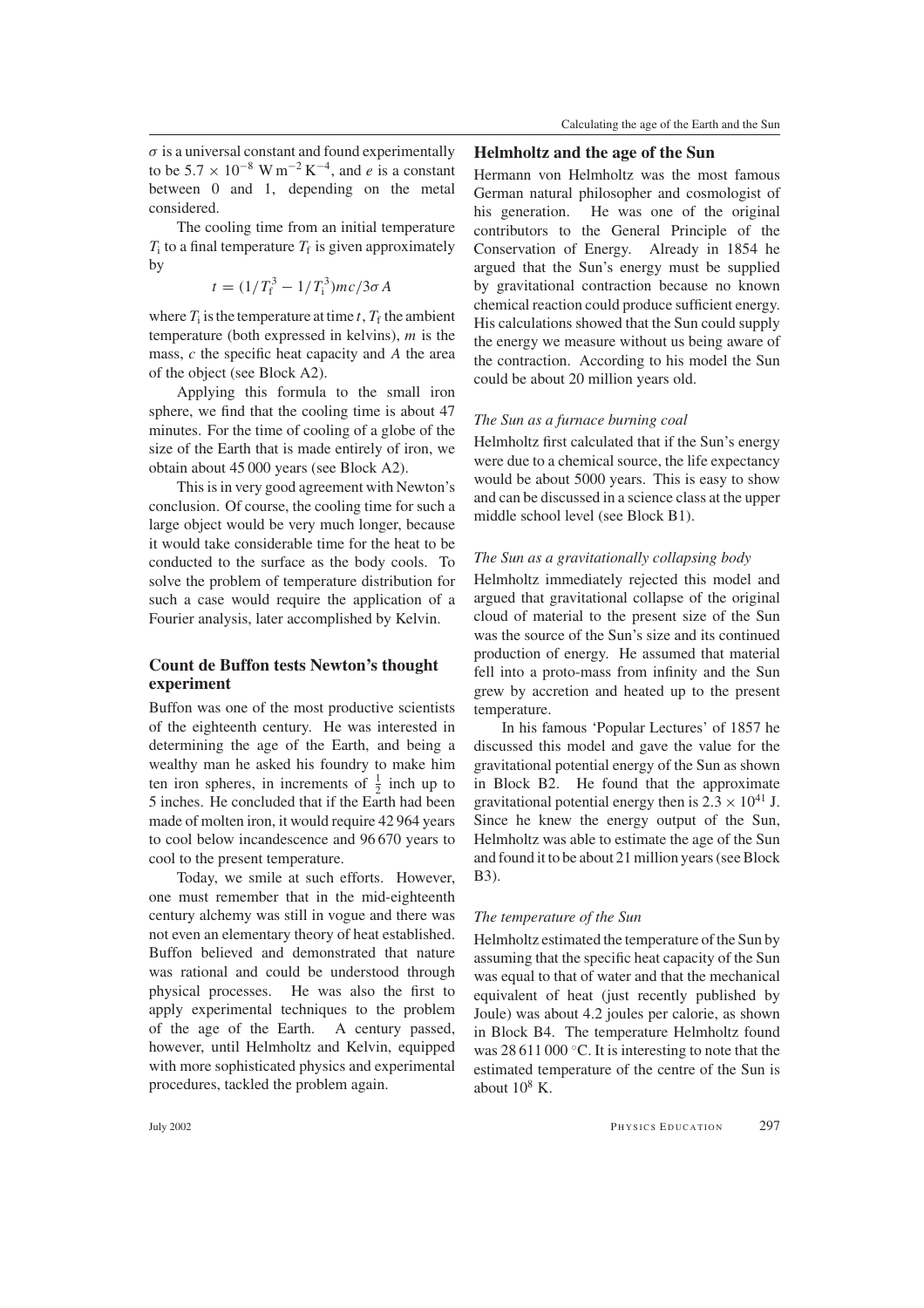$\sigma$ is a universal constant and found experimentally to be $5.7 \times 10^{-8}$ W m$^{-2}$ K$^{-4}$, and $e$ is a constant between 0 and 1, depending on the metal considered.

The cooling time from an initial temperature $T_i$ to a final temperature $T_f$ is given approximately by

$$t = (1/T_f^3 - 1/T_i^3)mc/3\sigma A$$

where $T_i$ is the temperature at time $t$, $T_f$ the ambient temperature (both expressed in kelvins), $m$ is the mass, $c$ the specific heat capacity and $A$ the area of the object (see Block A2).

Applying this formula to the small iron sphere, we find that the cooling time is about 47 minutes. For the time of cooling of a globe of the size of the Earth that is made entirely of iron, we obtain about 45 000 years (see Block A2).

This is in very good agreement with Newton's conclusion. Of course, the cooling time for such a large object would be very much longer, because it would take considerable time for the heat to be conducted to the surface as the body cools. To solve the problem of temperature distribution for such a case would require the application of a Fourier analysis, later accomplished by Kelvin.

## Count de Buffon tests Newton's thought experiment

Buffon was one of the most productive scientists of the eighteenth century. He was interested in determining the age of the Earth, and being a wealthy man he asked his foundry to make him ten iron spheres, in increments of $\frac{1}{2}$ inch up to 5 inches. He concluded that if the Earth had been made of molten iron, it would require 42 964 years to cool below incandescence and 96 670 years to cool to the present temperature.

Today, we smile at such efforts. However, one must remember that in the mid-eighteenth century alchemy was still in vogue and there was not even an elementary theory of heat established. Buffon believed and demonstrated that nature was rational and could be understood through physical processes. He was also the first to apply experimental techniques to the problem of the age of the Earth. A century passed, however, until Helmholtz and Kelvin, equipped with more sophisticated physics and experimental procedures, tackled the problem again.

## Helmholtz and the age of the Sun

Hermann von Helmholtz was the most famous German natural philosopher and cosmologist of his generation. He was one of the original contributors to the General Principle of the Conservation of Energy. Already in 1854 he argued that the Sun's energy must be supplied by gravitational contraction because no known chemical reaction could produce sufficient energy. His calculations showed that the Sun could supply the energy we measure without us being aware of the contraction. According to his model the Sun could be about 20 million years old.

### *The Sun as a furnace burning coal*

Helmholtz first calculated that if the Sun's energy were due to a chemical source, the life expectancy would be about 5000 years. This is easy to show and can be discussed in a science class at the upper middle school level (see Block B1).

### *The Sun as a gravitationally collapsing body*

Helmholtz immediately rejected this model and argued that gravitational collapse of the original cloud of material to the present size of the Sun was the source of the Sun's size and its continued production of energy. He assumed that material fell into a proto-mass from infinity and the Sun grew by accretion and heated up to the present temperature.

In his famous 'Popular Lectures' of 1857 he discussed this model and gave the value for the gravitational potential energy of the Sun as shown in Block B2. He found that the approximate gravitational potential energy then is $2.3 \times 10^{41}$ J. Since he knew the energy output of the Sun, Helmholtz was able to estimate the age of the Sun and found it to be about 21 million years (see Block B3).

### *The temperature of the Sun*

Helmholtz estimated the temperature of the Sun by assuming that the specific heat capacity of the Sun was equal to that of water and that the mechanical equivalent of heat (just recently published by Joule) was about 4.2 joules per calorie, as shown in Block B4. The temperature Helmholtz found was 28 611 000 °C. It is interesting to note that the estimated temperature of the centre of the Sun is about $10^8$ K.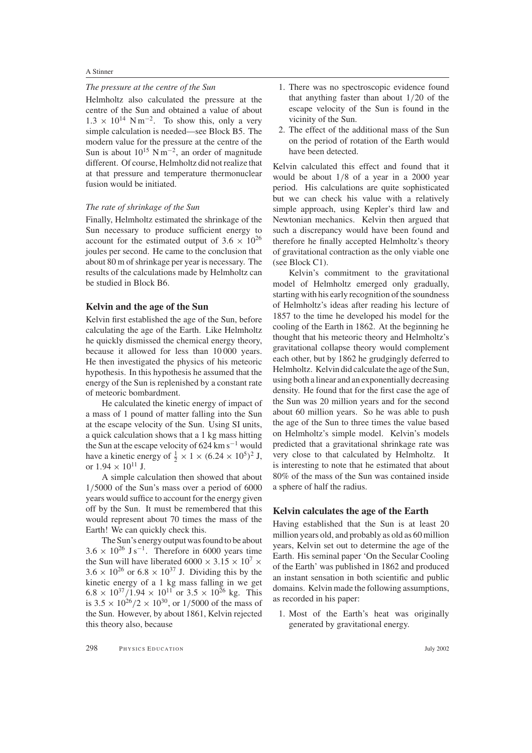*The pressure at the centre of the Sun*

Helmholtz also calculated the pressure at the centre of the Sun and obtained a value of about $1.3 \times 10^{14}$ N m$^{-2}$. To show this, only a very simple calculation is needed—see Block B5. The modern value for the pressure at the centre of the Sun is about $10^{15}$ N m$^{-2}$, an order of magnitude different. Of course, Helmholtz did not realize that at that pressure and temperature thermonuclear fusion would be initiated.

*The rate of shrinkage of the Sun*

Finally, Helmholtz estimated the shrinkage of the Sun necessary to produce sufficient energy to account for the estimated output of $3.6 \times 10^{26}$ joules per second. He came to the conclusion that about 80 m of shrinkage per year is necessary. The results of the calculations made by Helmholtz can be studied in Block B6.

## Kelvin and the age of the Sun

Kelvin first established the age of the Sun, before calculating the age of the Earth. Like Helmholtz he quickly dismissed the chemical energy theory, because it allowed for less than 10 000 years. He then investigated the physics of his meteoric hypothesis. In this hypothesis he assumed that the energy of the Sun is replenished by a constant rate of meteoric bombardment.

He calculated the kinetic energy of impact of a mass of 1 pound of matter falling into the Sun at the escape velocity of the Sun. Using SI units, a quick calculation shows that a 1 kg mass hitting the Sun at the escape velocity of 624 km s$^{-1}$ would have a kinetic energy of $\frac{1}{2} \times 1 \times (6.24 \times 10^5)^2$ J, or $1.94 \times 10^{11}$ J.

A simple calculation then showed that about 1/5000 of the Sun's mass over a period of 6000 years would suffice to account for the energy given off by the Sun. It must be remembered that this would represent about 70 times the mass of the Earth! We can quickly check this.

The Sun's energy output was found to be about $3.6 \times 10^{26}$ J s$^{-1}$. Therefore in 6000 years time the Sun will have liberated $6000 \times 3.15 \times 10^7 \times 3.6 \times 10^{26}$ or $6.8 \times 10^{37}$ J. Dividing this by the kinetic energy of a 1 kg mass falling in we get $6.8 \times 10^{37}/1.94 \times 10^{11}$ or $3.5 \times 10^{26}$ kg. This is $3.5 \times 10^{26}/2 \times 10^{30}$, or 1/5000 of the mass of the Sun. However, by about 1861, Kelvin rejected this theory also, because

1. There was no spectroscopic evidence found that anything faster than about 1/20 of the escape velocity of the Sun is found in the vicinity of the Sun.
2. The effect of the additional mass of the Sun on the period of rotation of the Earth would have been detected.

Kelvin calculated this effect and found that it would be about 1/8 of a year in a 2000 year period. His calculations are quite sophisticated but we can check his value with a relatively simple approach, using Kepler's third law and Newtonian mechanics. Kelvin then argued that such a discrepancy would have been found and therefore he finally accepted Helmholtz's theory of gravitational contraction as the only viable one (see Block C1).

Kelvin's commitment to the gravitational model of Helmholtz emerged only gradually, starting with his early recognition of the soundness of Helmholtz's ideas after reading his lecture of 1857 to the time he developed his model for the cooling of the Earth in 1862. At the beginning he thought that his meteoric theory and Helmholtz's gravitational collapse theory would complement each other, but by 1862 he grudgingly deferred to Helmholtz. Kelvin did calculate the age of the Sun, using both a linear and an exponentially decreasing density. He found that for the first case the age of the Sun was 20 million years and for the second about 60 million years. So he was able to push the age of the Sun to three times the value based on Helmholtz's simple model. Kelvin's models predicted that a gravitational shrinkage rate was very close to that calculated by Helmholtz. It is interesting to note that he estimated that about 80% of the mass of the Sun was contained inside a sphere of half the radius.

## Kelvin calculates the age of the Earth

Having established that the Sun is at least 20 million years old, and probably as old as 60 million years, Kelvin set out to determine the age of the Earth. His seminal paper 'On the Secular Cooling of the Earth' was published in 1862 and produced an instant sensation in both scientific and public domains. Kelvin made the following assumptions, as recorded in his paper:

1. Most of the Earth's heat was originally generated by gravitational energy.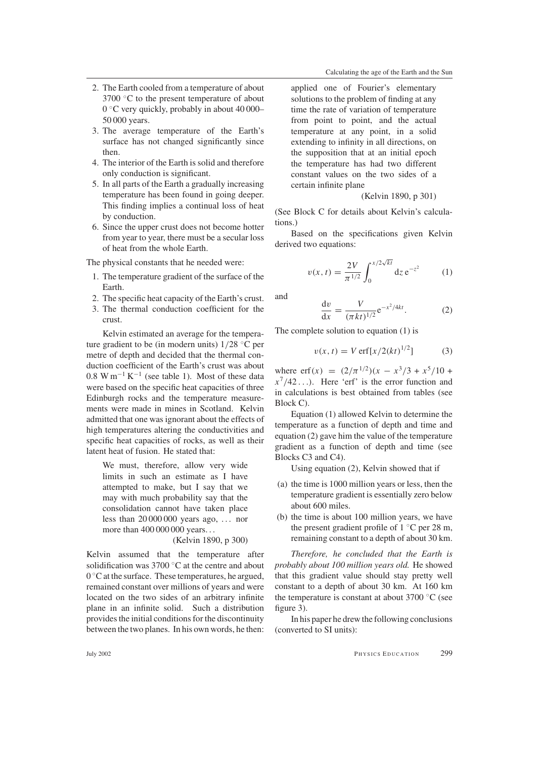2. The Earth cooled from a temperature of about 3700 °C to the present temperature of about 0 °C very quickly, probably in about 40 000–50 000 years.
3. The average temperature of the Earth's surface has not changed significantly since then.
4. The interior of the Earth is solid and therefore only conduction is significant.
5. In all parts of the Earth a gradually increasing temperature has been found in going deeper. This finding implies a continual loss of heat by conduction.
6. Since the upper crust does not become hotter from year to year, there must be a secular loss of heat from the whole Earth.

The physical constants that he needed were:

1. The temperature gradient of the surface of the Earth.
2. The specific heat capacity of the Earth's crust.
3. The thermal conduction coefficient for the crust.

Kelvin estimated an average for the temperature gradient to be (in modern units) $1/28$ °C per metre of depth and decided that the thermal conduction coefficient of the Earth's crust was about 0.8 W m$^{-1}$ K$^{-1}$ (see table 1). Most of these data were based on the specific heat capacities of three Edinburgh rocks and the temperature measurements were made in mines in Scotland. Kelvin admitted that one was ignorant about the effects of high temperatures altering the conductivities and specific heat capacities of rocks, as well as their latent heat of fusion. He stated that:

> We must, therefore, allow very wide limits in such an estimate as I have attempted to make, but I say that we may with much probability say that the consolidation cannot have taken place less than 20 000 000 years ago, … nor more than 400 000 000 years…
>
> (Kelvin 1890, p 300)

Kelvin assumed that the temperature after solidification was 3700 °C at the centre and about 0 °C at the surface. These temperatures, he argued, remained constant over millions of years and were located on the two sides of an arbitrary infinite plane in an infinite solid. Such a distribution provides the initial conditions for the discontinuity between the two planes. In his own words, he then:

> applied one of Fourier's elementary solutions to the problem of finding at any time the rate of variation of temperature from point to point, and the actual temperature at any point, in a solid extending to infinity in all directions, on the supposition that at an initial epoch the temperature has had two different constant values on the two sides of a certain infinite plane
>
> (Kelvin 1890, p 301)

(See Block C for details about Kelvin's calculations.)

Based on the specifications given Kelvin derived two equations:

$$v(x, t) = \frac{2V}{\pi^{1/2}} \int_0^{x/2\sqrt{kt}} \mathrm{d}z\, \mathrm{e}^{-z^2} \tag{1}$$

and

$$\frac{\mathrm{d}v}{\mathrm{d}x} = \frac{V}{(\pi k t)^{1/2}} \mathrm{e}^{-x^2/4kt}. \tag{2}$$

The complete solution to equation (1) is

$$v(x, t) = V \operatorname{erf}[x/2(kt)^{1/2}] \tag{3}$$

where $\operatorname{erf}(x) = (2/\pi^{1/2})(x - x^3/3 + x^5/10 + x^7/42 \ldots)$. Here 'erf' is the error function and in calculations is best obtained from tables (see Block C).

Equation (1) allowed Kelvin to determine the temperature as a function of depth and time and equation (2) gave him the value of the temperature gradient as a function of depth and time (see Blocks C3 and C4).

Using equation (2), Kelvin showed that if

(a) the time is 1000 million years or less, then the temperature gradient is essentially zero below about 600 miles.

(b) the time is about 100 million years, we have the present gradient profile of 1 °C per 28 m, remaining constant to a depth of about 30 km.

*Therefore, he concluded that the Earth is probably about 100 million years old.* He showed that this gradient value should stay pretty well constant to a depth of about 30 km. At 160 km the temperature is constant at about 3700 °C (see figure 3).

In his paper he drew the following conclusions (converted to SI units):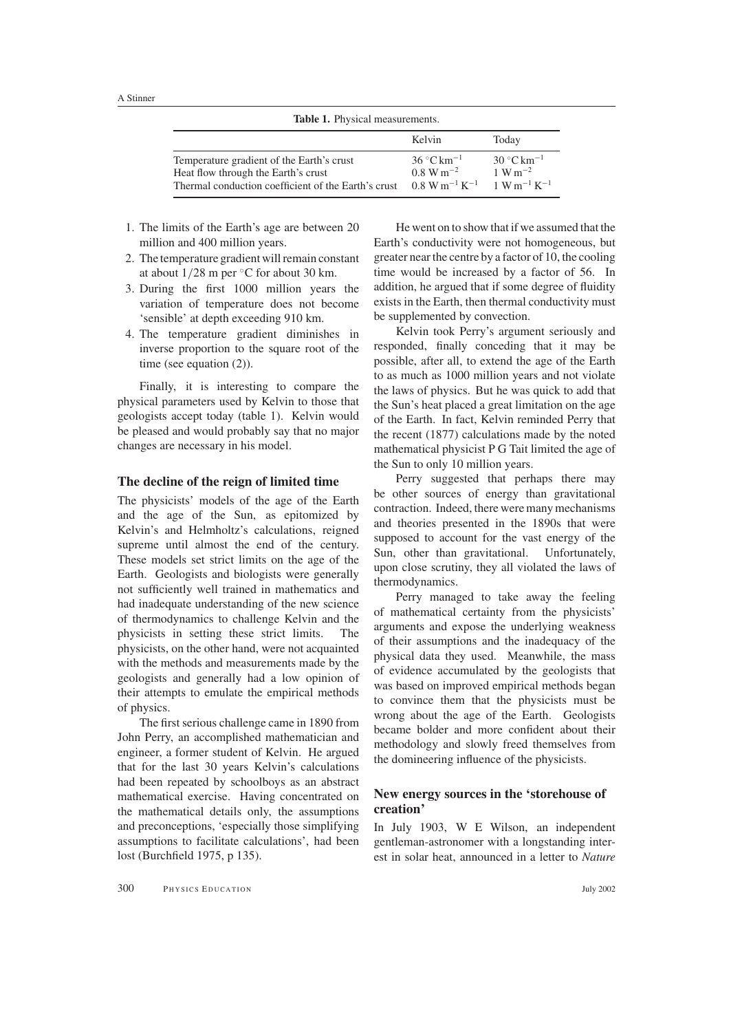**Table 1.** Physical measurements.

| | Kelvin | Today |
|---|---|---|
| Temperature gradient of the Earth's crust | $36\,^{\circ}\mathrm{C\,km^{-1}}$ | $30\,^{\circ}\mathrm{C\,km^{-1}}$ |
| Heat flow through the Earth's crust | $0.8\ \mathrm{W\,m^{-2}}$ | $1\ \mathrm{W\,m^{-2}}$ |
| Thermal conduction coefficient of the Earth's crust | $0.8\ \mathrm{W\,m^{-1}\,K^{-1}}$ | $1\ \mathrm{W\,m^{-1}\,K^{-1}}$ |

1. The limits of the Earth's age are between 20 million and 400 million years.
2. The temperature gradient will remain constant at about 1/28 m per °C for about 30 km.
3. During the first 1000 million years the variation of temperature does not become 'sensible' at depth exceeding 910 km.
4. The temperature gradient diminishes in inverse proportion to the square root of the time (see equation (2)).

Finally, it is interesting to compare the physical parameters used by Kelvin to those that geologists accept today (table 1). Kelvin would be pleased and would probably say that no major changes are necessary in his model.

## The decline of the reign of limited time

The physicists' models of the age of the Earth and the age of the Sun, as epitomized by Kelvin's and Helmholtz's calculations, reigned supreme until almost the end of the century. These models set strict limits on the age of the Earth. Geologists and biologists were generally not sufficiently well trained in mathematics and had inadequate understanding of the new science of thermodynamics to challenge Kelvin and the physicists in setting these strict limits. The physicists, on the other hand, were not acquainted with the methods and measurements made by the geologists and generally had a low opinion of their attempts to emulate the empirical methods of physics.

The first serious challenge came in 1890 from John Perry, an accomplished mathematician and engineer, a former student of Kelvin. He argued that for the last 30 years Kelvin's calculations had been repeated by schoolboys as an abstract mathematical exercise. Having concentrated on the mathematical details only, the assumptions and preconceptions, 'especially those simplifying assumptions to facilitate calculations', had been lost (Burchfield 1975, p 135).

He went on to show that if we assumed that the Earth's conductivity were not homogeneous, but greater near the centre by a factor of 10, the cooling time would be increased by a factor of 56. In addition, he argued that if some degree of fluidity exists in the Earth, then thermal conductivity must be supplemented by convection.

Kelvin took Perry's argument seriously and responded, finally conceding that it may be possible, after all, to extend the age of the Earth to as much as 1000 million years and not violate the laws of physics. But he was quick to add that the Sun's heat placed a great limitation on the age of the Earth. In fact, Kelvin reminded Perry that the recent (1877) calculations made by the noted mathematical physicist P G Tait limited the age of the Sun to only 10 million years.

Perry suggested that perhaps there may be other sources of energy than gravitational contraction. Indeed, there were many mechanisms and theories presented in the 1890s that were supposed to account for the vast energy of the Sun, other than gravitational. Unfortunately, upon close scrutiny, they all violated the laws of thermodynamics.

Perry managed to take away the feeling of mathematical certainty from the physicists' arguments and expose the underlying weakness of their assumptions and the inadequacy of the physical data they used. Meanwhile, the mass of evidence accumulated by the geologists that was based on improved empirical methods began to convince them that the physicists must be wrong about the age of the Earth. Geologists became bolder and more confident about their methodology and slowly freed themselves from the domineering influence of the physicists.

## New energy sources in the 'storehouse of creation'

In July 1903, W E Wilson, an independent gentleman-astronomer with a longstanding interest in solar heat, announced in a letter to *Nature*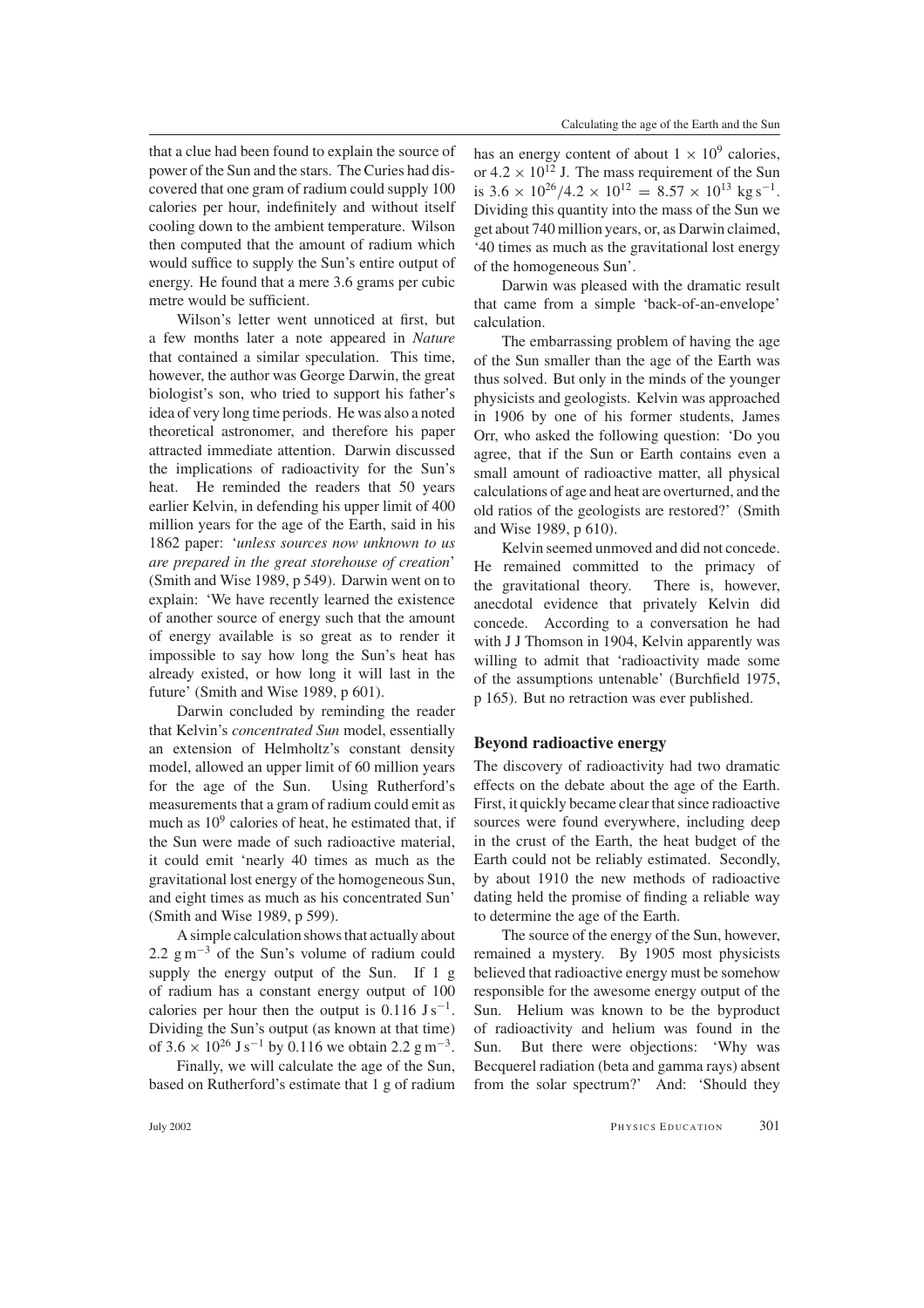that a clue had been found to explain the source of power of the Sun and the stars. The Curies had discovered that one gram of radium could supply 100 calories per hour, indefinitely and without itself cooling down to the ambient temperature. Wilson then computed that the amount of radium which would suffice to supply the Sun's entire output of energy. He found that a mere 3.6 grams per cubic metre would be sufficient.

Wilson's letter went unnoticed at first, but a few months later a note appeared in *Nature* that contained a similar speculation. This time, however, the author was George Darwin, the great biologist's son, who tried to support his father's idea of very long time periods. He was also a noted theoretical astronomer, and therefore his paper attracted immediate attention. Darwin discussed the implications of radioactivity for the Sun's heat. He reminded the readers that 50 years earlier Kelvin, in defending his upper limit of 400 million years for the age of the Earth, said in his 1862 paper: '*unless sources now unknown to us are prepared in the great storehouse of creation*' (Smith and Wise 1989, p 549). Darwin went on to explain: 'We have recently learned the existence of another source of energy such that the amount of energy available is so great as to render it impossible to say how long the Sun's heat has already existed, or how long it will last in the future' (Smith and Wise 1989, p 601).

Darwin concluded by reminding the reader that Kelvin's *concentrated Sun* model, essentially an extension of Helmholtz's constant density model, allowed an upper limit of 60 million years for the age of the Sun. Using Rutherford's measurements that a gram of radium could emit as much as $10^9$ calories of heat, he estimated that, if the Sun were made of such radioactive material, it could emit 'nearly 40 times as much as the gravitational lost energy of the homogeneous Sun, and eight times as much as his concentrated Sun' (Smith and Wise 1989, p 599).

A simple calculation shows that actually about 2.2 $\text{g m}^{-3}$ of the Sun's volume of radium could supply the energy output of the Sun. If 1 g of radium has a constant energy output of 100 calories per hour then the output is 0.116 $\text{J s}^{-1}$. Dividing the Sun's output (as known at that time) of $3.6 \times 10^{26}$ $\text{J s}^{-1}$ by 0.116 we obtain 2.2 $\text{g m}^{-3}$.

Finally, we will calculate the age of the Sun, based on Rutherford's estimate that 1 g of radium has an energy content of about $1 \times 10^9$ calories, or $4.2 \times 10^{12}$ J. The mass requirement of the Sun is $3.6 \times 10^{26}/4.2 \times 10^{12} = 8.57 \times 10^{13}$ $\text{kg s}^{-1}$. Dividing this quantity into the mass of the Sun we get about 740 million years, or, as Darwin claimed, '40 times as much as the gravitational lost energy of the homogeneous Sun'.

Darwin was pleased with the dramatic result that came from a simple 'back-of-an-envelope' calculation.

The embarrassing problem of having the age of the Sun smaller than the age of the Earth was thus solved. But only in the minds of the younger physicists and geologists. Kelvin was approached in 1906 by one of his former students, James Orr, who asked the following question: 'Do you agree, that if the Sun or Earth contains even a small amount of radioactive matter, all physical calculations of age and heat are overturned, and the old ratios of the geologists are restored?' (Smith and Wise 1989, p 610).

Kelvin seemed unmoved and did not concede. He remained committed to the primacy of the gravitational theory. There is, however, anecdotal evidence that privately Kelvin did concede. According to a conversation he had with J J Thomson in 1904, Kelvin apparently was willing to admit that 'radioactivity made some of the assumptions untenable' (Burchfield 1975, p 165). But no retraction was ever published.

## Beyond radioactive energy

The discovery of radioactivity had two dramatic effects on the debate about the age of the Earth. First, it quickly became clear that since radioactive sources were found everywhere, including deep in the crust of the Earth, the heat budget of the Earth could not be reliably estimated. Secondly, by about 1910 the new methods of radioactive dating held the promise of finding a reliable way to determine the age of the Earth.

The source of the energy of the Sun, however, remained a mystery. By 1905 most physicists believed that radioactive energy must be somehow responsible for the awesome energy output of the Sun. Helium was known to be the byproduct of radioactivity and helium was found in the Sun. But there were objections: 'Why was Becquerel radiation (beta and gamma rays) absent from the solar spectrum?' And: 'Should they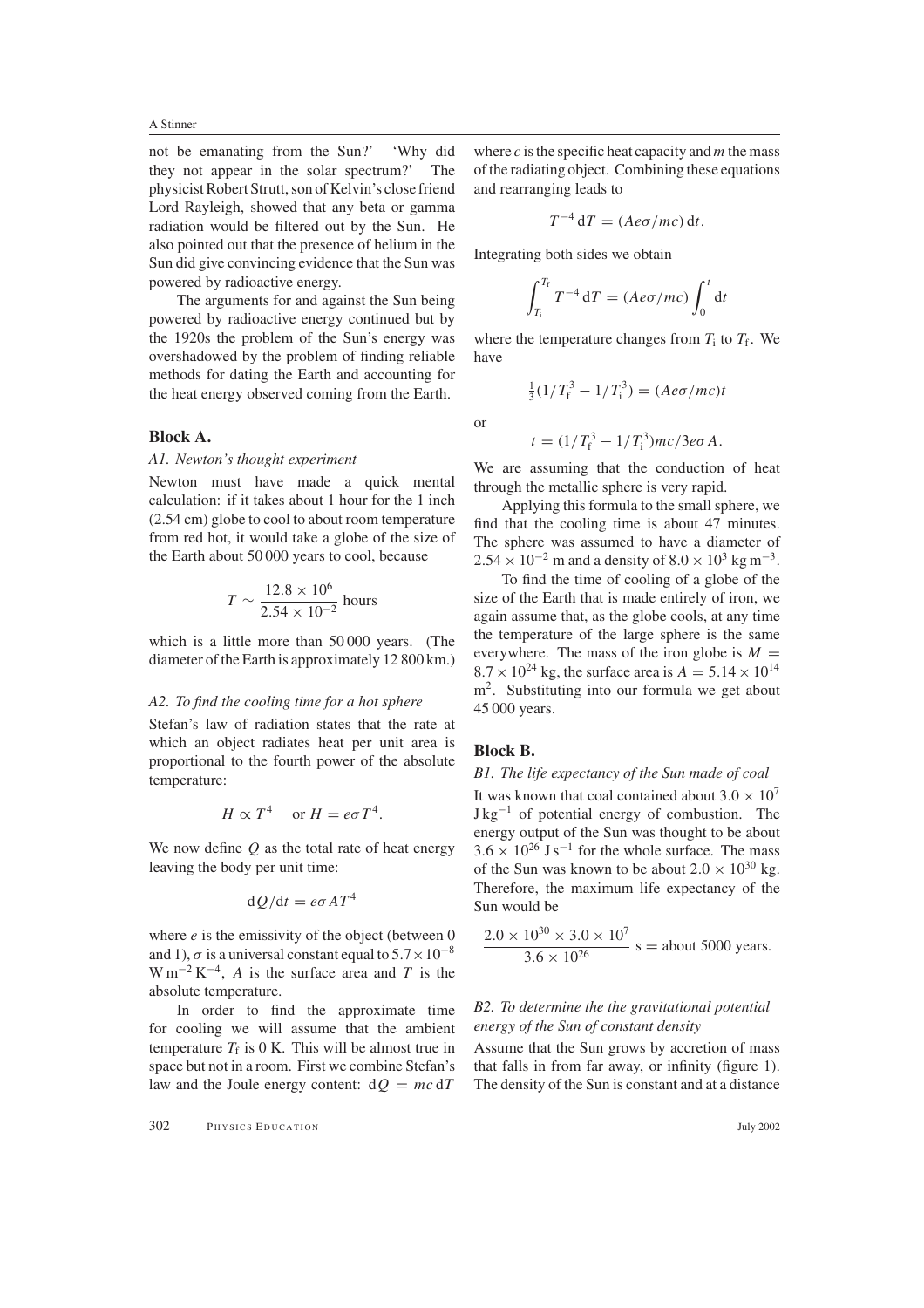not be emanating from the Sun?' 'Why did they not appear in the solar spectrum?' The physicist Robert Strutt, son of Kelvin's close friend Lord Rayleigh, showed that any beta or gamma radiation would be filtered out by the Sun. He also pointed out that the presence of helium in the Sun did give convincing evidence that the Sun was powered by radioactive energy.

The arguments for and against the Sun being powered by radioactive energy continued but by the 1920s the problem of the Sun's energy was overshadowed by the problem of finding reliable methods for dating the Earth and accounting for the heat energy observed coming from the Earth.

## Block A.

### *A1. Newton's thought experiment*

Newton must have made a quick mental calculation: if it takes about 1 hour for the 1 inch (2.54 cm) globe to cool to about room temperature from red hot, it would take a globe of the size of the Earth about 50 000 years to cool, because

$$T \sim \frac{12.8 \times 10^6}{2.54 \times 10^{-2}} \text{ hours}$$

which is a little more than 50 000 years. (The diameter of the Earth is approximately 12 800 km.)

### *A2. To find the cooling time for a hot sphere*

Stefan's law of radiation states that the rate at which an object radiates heat per unit area is proportional to the fourth power of the absolute temperature:

$$H \propto T^4 \quad \text{or } H = e\sigma T^4.$$

We now define $Q$ as the total rate of heat energy leaving the body per unit time:

$$dQ/dt = e\sigma AT^4$$

where $e$ is the emissivity of the object (between 0 and 1), $\sigma$ is a universal constant equal to $5.7 \times 10^{-8}$ W m$^{-2}$ K$^{-4}$, $A$ is the surface area and $T$ is the absolute temperature.

In order to find the approximate time for cooling we will assume that the ambient temperature $T_f$ is 0 K. This will be almost true in space but not in a room. First we combine Stefan's law and the Joule energy content: $dQ = mc\,dT$ where $c$ is the specific heat capacity and $m$ the mass of the radiating object. Combining these equations and rearranging leads to

$$T^{-4}\,dT = (Ae\sigma/mc)\,dt.$$

Integrating both sides we obtain

$$\int_{T_i}^{T_f} T^{-4}\,dT = (Ae\sigma/mc)\int_0^t dt$$

where the temperature changes from $T_i$ to $T_f$. We have

$$\tfrac{1}{3}(1/T_f^3 - 1/T_i^3) = (Ae\sigma/mc)t$$

or

$$t = (1/T_f^3 - 1/T_i^3)mc/3e\sigma A.$$

We are assuming that the conduction of heat through the metallic sphere is very rapid.

Applying this formula to the small sphere, we find that the cooling time is about 47 minutes. The sphere was assumed to have a diameter of $2.54 \times 10^{-2}$ m and a density of $8.0 \times 10^3$ kg m$^{-3}$.

To find the time of cooling of a globe of the size of the Earth that is made entirely of iron, we again assume that, as the globe cools, at any time the temperature of the large sphere is the same everywhere. The mass of the iron globe is $M = 8.7 \times 10^{24}$ kg, the surface area is $A = 5.14 \times 10^{14}$ m$^2$. Substituting into our formula we get about 45 000 years.

## Block B.

### *B1. The life expectancy of the Sun made of coal*

It was known that coal contained about $3.0 \times 10^7$ J kg$^{-1}$ of potential energy of combustion. The energy output of the Sun was thought to be about $3.6 \times 10^{26}$ J s$^{-1}$ for the whole surface. The mass of the Sun was known to be about $2.0 \times 10^{30}$ kg. Therefore, the maximum life expectancy of the Sun would be

$$\frac{2.0 \times 10^{30} \times 3.0 \times 10^7}{3.6 \times 10^{26}} \text{ s} = \text{about 5000 years.}$$

### *B2. To determine the the gravitational potential energy of the Sun of constant density*

Assume that the Sun grows by accretion of mass that falls in from far away, or infinity (figure 1). The density of the Sun is constant and at a distance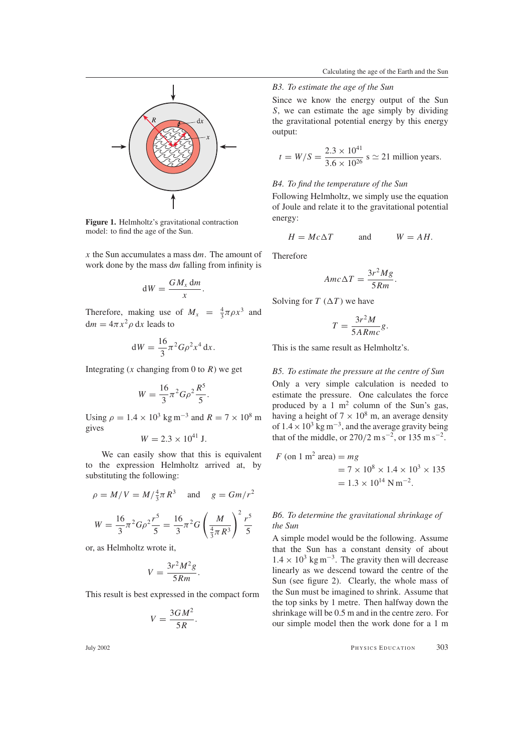**Figure 1.** Helmholtz's gravitational contraction model: to find the age of the Sun.

$x$ the Sun accumulates a mass d$m$. The amount of work done by the mass d$m$ falling from infinity is

$$\mathrm{d}W = \frac{GM_x\,\mathrm{d}m}{x}.$$

Therefore, making use of $M_x = \frac{4}{3}\pi\rho x^3$ and $\mathrm{d}m = 4\pi x^2\rho\,\mathrm{d}x$ leads to

$$\mathrm{d}W = \frac{16}{3}\pi^2 G\rho^2 x^4\,\mathrm{d}x.$$

Integrating ($x$ changing from 0 to $R$) we get

$$W = \frac{16}{3}\pi^2 G\rho^2 \frac{R^5}{5}.$$

Using $\rho = 1.4\times10^3$ kg m$^{-3}$ and $R = 7\times10^8$ m gives

$$W = 2.3\times10^{41}\ \mathrm{J}.$$

We can easily show that this is equivalent to the expression Helmholtz arrived at, by substituting the following:

$$\rho = M/V = M/\tfrac{4}{3}\pi R^3 \quad \text{and} \quad g = Gm/r^2$$

$$W = \frac{16}{3}\pi^2 G\rho^2 \frac{r^5}{5} = \frac{16}{3}\pi^2 G\left(\frac{M}{\frac{4}{3}\pi R^3}\right)^2 \frac{r^5}{5}$$

or, as Helmholtz wrote it,

$$V = \frac{3r^2M^2g}{5Rm}.$$

This result is best expressed in the compact form

$$V = \frac{3GM^2}{5R}.$$

*B3. To estimate the age of the Sun*

Since we know the energy output of the Sun $S$, we can estimate the age simply by dividing the gravitational potential energy by this energy output:

$$t = W/S = \frac{2.3\times10^{41}}{3.6\times10^{26}}\ \mathrm{s} \simeq 21\ \text{million years}.$$

*B4. To find the temperature of the Sun*

Following Helmholtz, we simply use the equation of Joule and relate it to the gravitational potential energy:

$$H = Mc\Delta T \qquad \text{and} \qquad W = AH.$$

Therefore

$$Amc\Delta T = \frac{3r^2Mg}{5Rm}.$$

Solving for $T$ ($\Delta T$) we have

$$T = \frac{3r^2M}{5ARmc}g.$$

This is the same result as Helmholtz's.

*B5. To estimate the pressure at the centre of Sun*

Only a very simple calculation is needed to estimate the pressure. One calculates the force produced by a 1 m$^2$ column of the Sun's gas, having a height of $7\times10^8$ m, an average density of $1.4\times10^3$ kg m$^{-3}$, and the average gravity being that of the middle, or 270/2 m s$^{-2}$, or 135 m s$^{-2}$.

$$\begin{aligned} F\ (\text{on 1 m}^2\ \text{area}) &= mg \\ &= 7\times10^8\times1.4\times10^3\times135 \\ &= 1.3\times10^{14}\ \mathrm{N\,m^{-2}}. \end{aligned}$$

*B6. To determine the gravitational shrinkage of the Sun*

A simple model would be the following. Assume that the Sun has a constant density of about $1.4\times10^3$ kg m$^{-3}$. The gravity then will decrease linearly as we descend toward the centre of the Sun (see figure 2). Clearly, the whole mass of the Sun must be imagined to shrink. Assume that the top sinks by 1 metre. Then halfway down the shrinkage will be 0.5 m and in the centre zero. For our simple model then the work done for a 1 m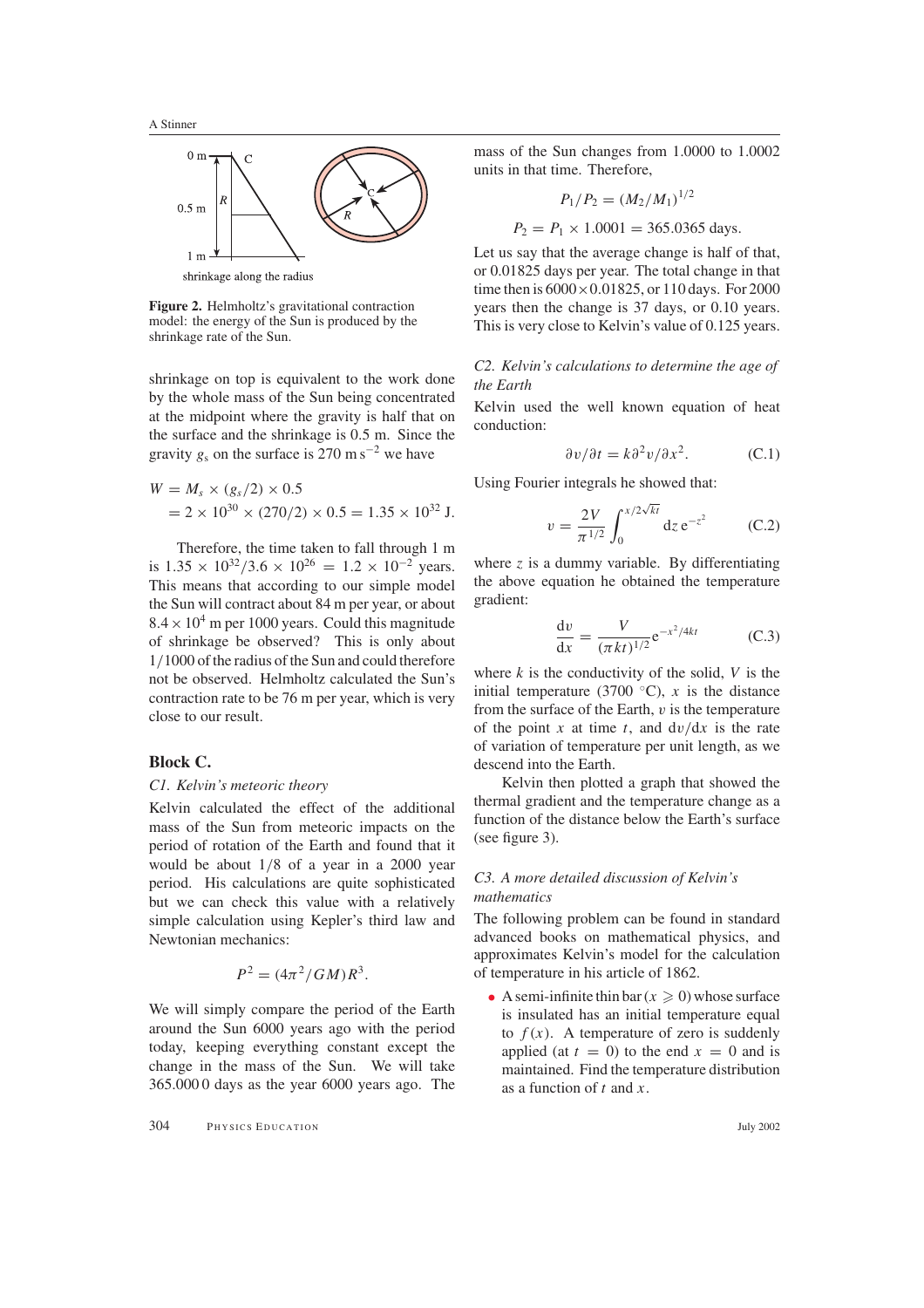Figure 2. Helmholtz's gravitational contraction model: the energy of the Sun is produced by the shrinkage rate of the Sun.

shrinkage on top is equivalent to the work done by the whole mass of the Sun being concentrated at the midpoint where the gravity is half that on the surface and the shrinkage is 0.5 m. Since the gravity $g_s$ on the surface is 270 m s$^{-2}$ we have

$$W = M_s \times (g_s/2) \times 0.5$$
$$= 2 \times 10^{30} \times (270/2) \times 0.5 = 1.35 \times 10^{32} \text{ J}.$$

Therefore, the time taken to fall through 1 m is $1.35 \times 10^{32}/3.6 \times 10^{26} = 1.2 \times 10^{-2}$ years. This means that according to our simple model the Sun will contract about 84 m per year, or about $8.4 \times 10^4$ m per 1000 years. Could this magnitude of shrinkage be observed? This is only about 1/1000 of the radius of the Sun and could therefore not be observed. Helmholtz calculated the Sun's contraction rate to be 76 m per year, which is very close to our result.

## Block C.

### *C1. Kelvin's meteoric theory*

Kelvin calculated the effect of the additional mass of the Sun from meteoric impacts on the period of rotation of the Earth and found that it would be about 1/8 of a year in a 2000 year period. His calculations are quite sophisticated but we can check this value with a relatively simple calculation using Kepler's third law and Newtonian mechanics:

$$P^2 = (4\pi^2/GM)R^3.$$

We will simply compare the period of the Earth around the Sun 6000 years ago with the period today, keeping everything constant except the change in the mass of the Sun. We will take 365.0000 days as the year 6000 years ago. The mass of the Sun changes from 1.0000 to 1.0002 units in that time. Therefore,

$$P_1/P_2 = (M_2/M_1)^{1/2}$$

$$P_2 = P_1 \times 1.0001 = 365.0365 \text{ days}.$$

Let us say that the average change is half of that, or 0.01825 days per year. The total change in that time then is $6000 \times 0.01825$, or 110 days. For 2000 years then the change is 37 days, or 0.10 years. This is very close to Kelvin's value of 0.125 years.

### *C2. Kelvin's calculations to determine the age of the Earth*

Kelvin used the well known equation of heat conduction:

$$\partial v/\partial t = k\partial^2 v/\partial x^2. \tag{C.1}$$

Using Fourier integrals he showed that:

$$v = \frac{2V}{\pi^{1/2}} \int_0^{x/2\sqrt{kt}} \mathrm{d}z\, \mathrm{e}^{-z^2} \tag{C.2}$$

where $z$ is a dummy variable. By differentiating the above equation he obtained the temperature gradient:

$$\frac{\mathrm{d}v}{\mathrm{d}x} = \frac{V}{(\pi k t)^{1/2}} \mathrm{e}^{-x^2/4kt} \tag{C.3}$$

where $k$ is the conductivity of the solid, $V$ is the initial temperature (3700 °C), $x$ is the distance from the surface of the Earth, $v$ is the temperature of the point $x$ at time $t$, and $\mathrm{d}v/\mathrm{d}x$ is the rate of variation of temperature per unit length, as we descend into the Earth.

Kelvin then plotted a graph that showed the thermal gradient and the temperature change as a function of the distance below the Earth's surface (see figure 3).

### *C3. A more detailed discussion of Kelvin's mathematics*

The following problem can be found in standard advanced books on mathematical physics, and approximates Kelvin's model for the calculation of temperature in his article of 1862.

- A semi-infinite thin bar ($x \geqslant 0$) whose surface is insulated has an initial temperature equal to $f(x)$. A temperature of zero is suddenly applied (at $t = 0$) to the end $x = 0$ and is maintained. Find the temperature distribution as a function of $t$ and $x$.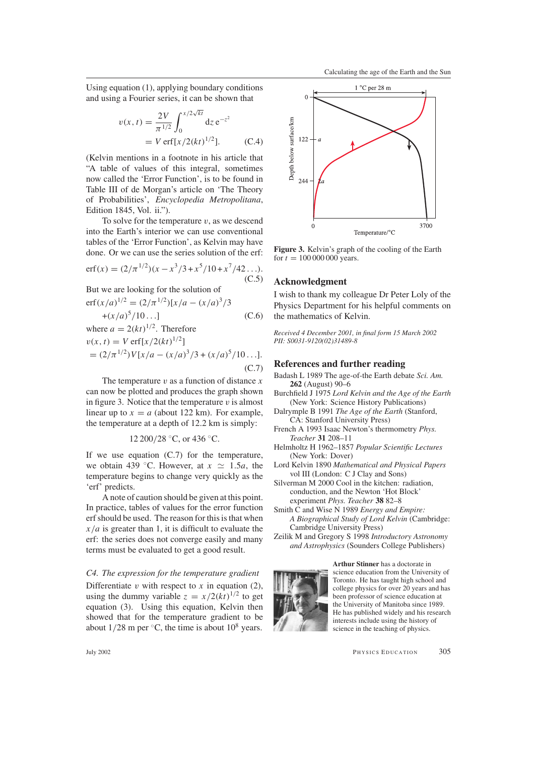Using equation (1), applying boundary conditions and using a Fourier series, it can be shown that

$$v(x,t) = \frac{2V}{\pi^{1/2}} \int_0^{x/2\sqrt{kt}} \mathrm{d}z\, \mathrm{e}^{-z^2}$$
$$= V\,\mathrm{erf}[x/2(kt)^{1/2}]. \qquad \text{(C.4)}$$

(Kelvin mentions in a footnote in his article that "A table of values of this integral, sometimes now called the 'Error Function', is to be found in Table III of de Morgan's article on 'The Theory of Probabilities', *Encyclopedia Metropolitana*, Edition 1845, Vol. ii.").

To solve for the temperature $v$, as we descend into the Earth's interior we can use conventional tables of the 'Error Function', as Kelvin may have done. Or we can use the series solution of the erf:

$$\mathrm{erf}(x) = (2/\pi^{1/2})(x - x^3/3 + x^5/10 + x^7/42 \ldots). \qquad \text{(C.5)}$$

But we are looking for the solution of

$$\mathrm{erf}(x/a)^{1/2} = (2/\pi^{1/2})[x/a - (x/a)^3/3 + (x/a)^5/10 \ldots] \qquad \text{(C.6)}$$

where $a = 2(kt)^{1/2}$. Therefore

$$v(x,t) = V\,\mathrm{erf}[x/2(kt)^{1/2}]$$
$$= (2/\pi^{1/2})V[x/a - (x/a)^3/3 + (x/a)^5/10 \ldots]. \qquad \text{(C.7)}$$

The temperature $v$ as a function of distance $x$ can now be plotted and produces the graph shown in figure 3. Notice that the temperature $v$ is almost linear up to $x = a$ (about 122 km). For example, the temperature at a depth of 12.2 km is simply:

$$12\,200/28\ ^\circ\mathrm{C},\ \text{or}\ 436\ ^\circ\mathrm{C}.$$

If we use equation (C.7) for the temperature, we obtain 439 °C. However, at $x \simeq 1.5a$, the temperature begins to change very quickly as the 'erf' predicts.

A note of caution should be given at this point. In practice, tables of values for the error function erf should be used. The reason for this is that when $x/a$ is greater than 1, it is difficult to evaluate the erf: the series does not converge easily and many terms must be evaluated to get a good result.

### *C4. The expression for the temperature gradient*

Differentiate $v$ with respect to $x$ in equation (2), using the dummy variable $z = x/2(kt)^{1/2}$ to get equation (3). Using this equation, Kelvin then showed that for the temperature gradient to be about 1/28 m per °C, the time is about $10^8$ years.

1 °C per 28 m
0
122 a
244 2a
Depth below surface/km
0
3700
Temperature/°C

**Figure 3.** Kelvin's graph of the cooling of the Earth for $t$ = 100 000 000 years.

## Acknowledgment

I wish to thank my colleague Dr Peter Loly of the Physics Department for his helpful comments on the mathematics of Kelvin.

*Received 4 December 2001, in final form 15 March 2002*
*PII: S0031-9120(02)31489-8*

## References and further reading

Badash L 1989 The age-of-the Earth debate *Sci. Am.* **262** (August) 90–6

Burchfield J 1975 *Lord Kelvin and the Age of the Earth* (New York: Science History Publications)

Dalrymple B 1991 *The Age of the Earth* (Stanford, CA: Stanford University Press)

French A 1993 Isaac Newton's thermometry *Phys. Teacher* **31** 208–11

Helmholtz H 1962–1857 *Popular Scientific Lectures* (New York: Dover)

Lord Kelvin 1890 *Mathematical and Physical Papers* vol III (London: C J Clay and Sons)

Silverman M 2000 Cool in the kitchen: radiation, conduction, and the Newton 'Hot Block' experiment *Phys. Teacher* **38** 82–8

Smith C and Wise N 1989 *Energy and Empire: A Biographical Study of Lord Kelvin* (Cambridge: Cambridge University Press)

Zeilik M and Gregory S 1998 *Introductory Astronomy and Astrophysics* (Sounders College Publishers)

**Arthur Stinner** has a doctorate in science education from the University of Toronto. He has taught high school and college physics for over 20 years and has been professor of science education at the University of Manitoba since 1989. He has published widely and his research interests include using the history of science in the teaching of physics.